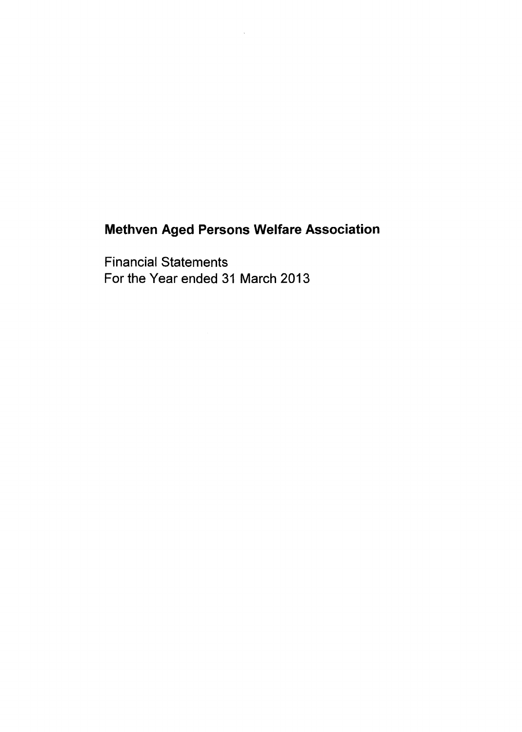# Methven Aged Persons Welfare Association

Financial Statements
For the Year ended 31 March 2013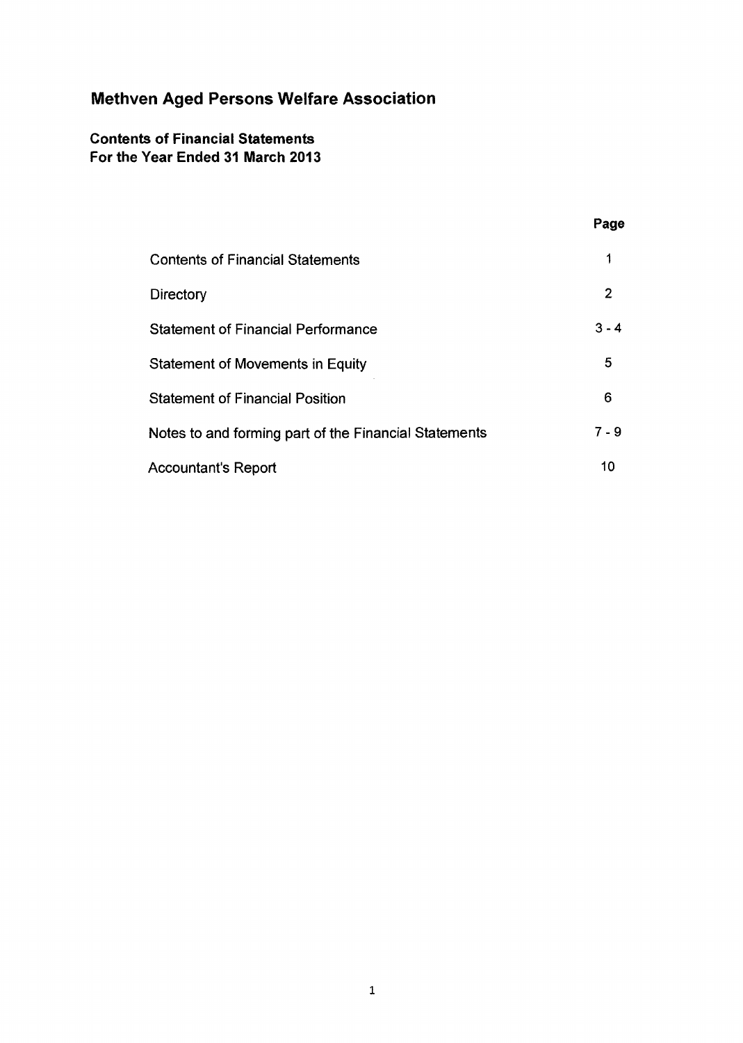# Methven Aged Persons Welfare Association

**Contents of Financial Statements**
**For the Year Ended 31 March 2013**

| | Page |
|---|---|
| Contents of Financial Statements | 1 |
| Directory | 2 |
| Statement of Financial Performance | 3 - 4 |
| Statement of Movements in Equity | 5 |
| Statement of Financial Position | 6 |
| Notes to and forming part of the Financial Statements | 7 - 9 |
| Accountant's Report | 10 |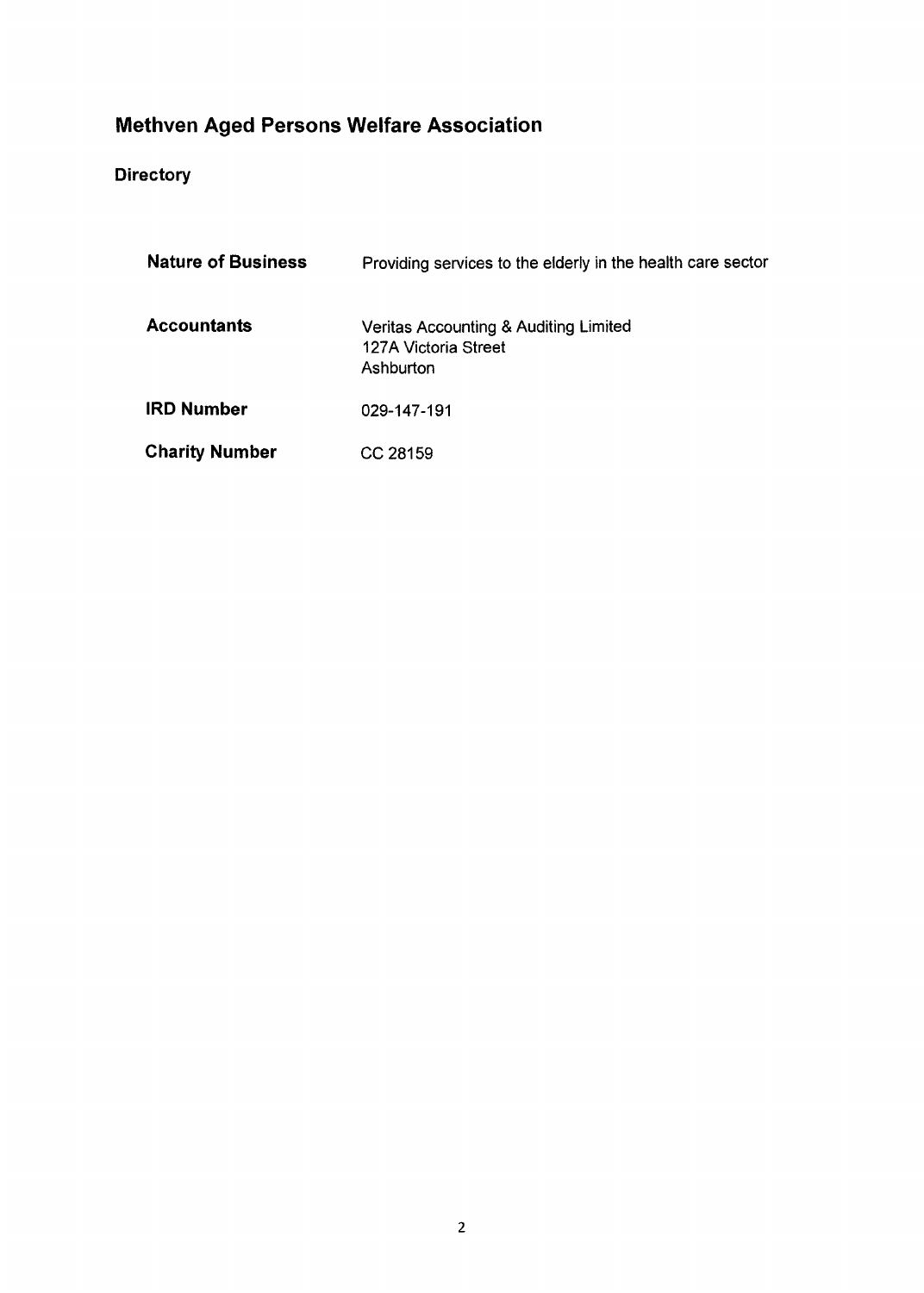# Methven Aged Persons Welfare Association

## Directory

| | |
|---|---|
| **Nature of Business** | Providing services to the elderly in the health care sector |
| **Accountants** | Veritas Accounting & Auditing Limited<br>127A Victoria Street<br>Ashburton |
| **IRD Number** | 029-147-191 |
| **Charity Number** | CC 28159 |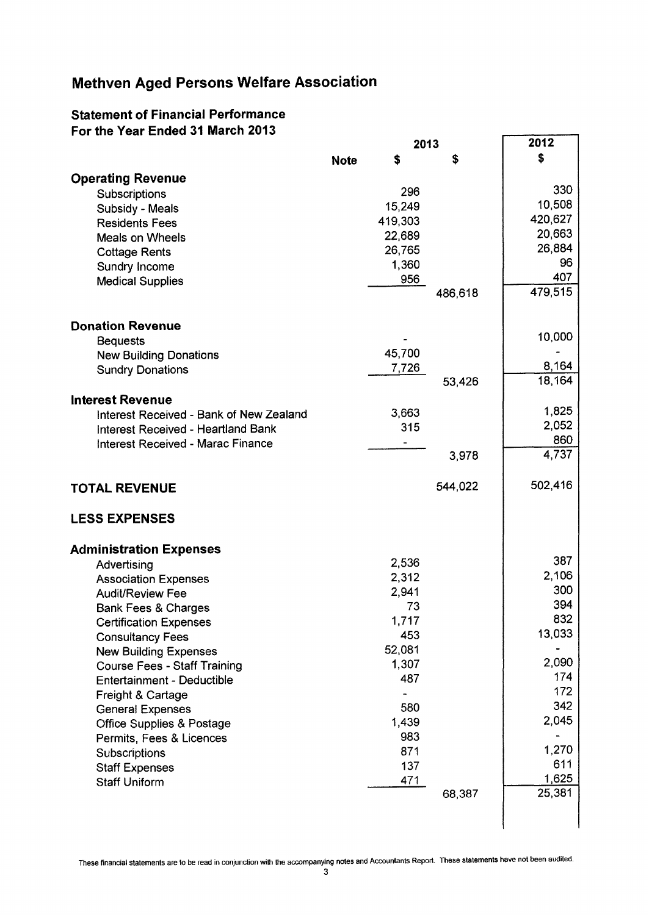# Methven Aged Persons Welfare Association

## Statement of Financial Performance
## For the Year Ended 31 March 2013

| | Note | 2013 $ | 2013 $ | 2012 $ |
|---|---|---|---|---|
| **Operating Revenue** | | | | |
| Subscriptions | | 296 | | 330 |
| Subsidy - Meals | | 15,249 | | 10,508 |
| Residents Fees | | 419,303 | | 420,627 |
| Meals on Wheels | | 22,689 | | 20,663 |
| Cottage Rents | | 26,765 | | 26,884 |
| Sundry Income | | 1,360 | | 96 |
| Medical Supplies | | 956 | | 407 |
| | | | 486,618 | 479,515 |
| **Donation Revenue** | | | | |
| Bequests | | - | | 10,000 |
| New Building Donations | | 45,700 | | - |
| Sundry Donations | | 7,726 | | 8,164 |
| | | | 53,426 | 18,164 |
| **Interest Revenue** | | | | |
| Interest Received - Bank of New Zealand | | 3,663 | | 1,825 |
| Interest Received - Heartland Bank | | 315 | | 2,052 |
| Interest Received - Marac Finance | | - | | 860 |
| | | | 3,978 | 4,737 |
| **TOTAL REVENUE** | | | 544,022 | 502,416 |
| **LESS EXPENSES** | | | | |
| **Administration Expenses** | | | | |
| Advertising | | 2,536 | | 387 |
| Association Expenses | | 2,312 | | 2,106 |
| Audit/Review Fee | | 2,941 | | 300 |
| Bank Fees & Charges | | 73 | | 394 |
| Certification Expenses | | 1,717 | | 832 |
| Consultancy Fees | | 453 | | 13,033 |
| New Building Expenses | | 52,081 | | - |
| Course Fees - Staff Training | | 1,307 | | 2,090 |
| Entertainment - Deductible | | 487 | | 174 |
| Freight & Cartage | | - | | 172 |
| General Expenses | | 580 | | 342 |
| Office Supplies & Postage | | 1,439 | | 2,045 |
| Permits, Fees & Licences | | 983 | | - |
| Subscriptions | | 871 | | 1,270 |
| Staff Expenses | | 137 | | 611 |
| Staff Uniform | | 471 | | 1,625 |
| | | | 68,387 | 25,381 |

These financial statements are to be read in conjunction with the accompanying notes and Accountants Report. These statements have not been audited.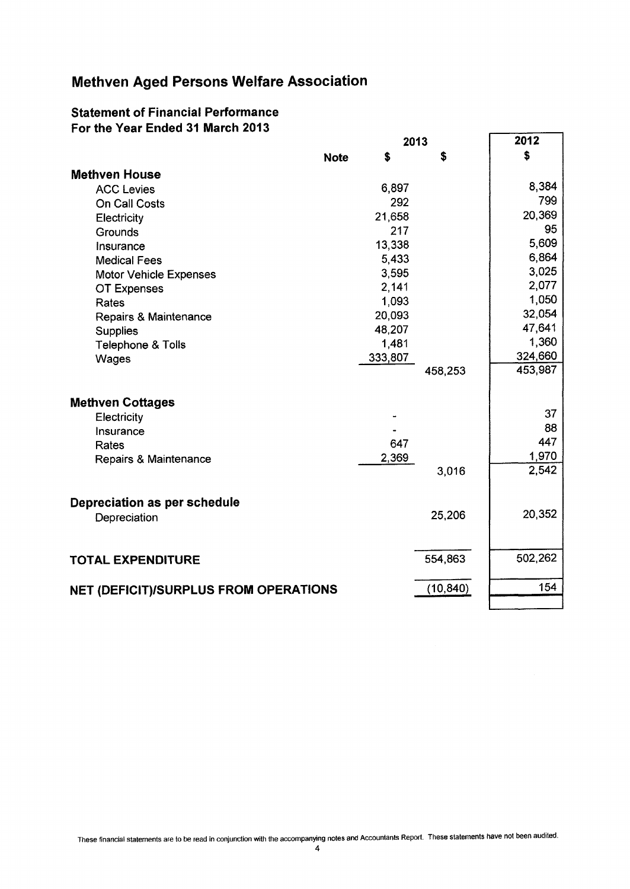# Methven Aged Persons Welfare Association

## Statement of Financial Performance

**For the Year Ended 31 March 2013**

| | Note | 2013 $ | 2013 $ | 2012 $ |
|---|---|---|---|---|
| **Methven House** | | | | |
| ACC Levies | | 6,897 | | 8,384 |
| On Call Costs | | 292 | | 799 |
| Electricity | | 21,658 | | 20,369 |
| Grounds | | 217 | | 95 |
| Insurance | | 13,338 | | 5,609 |
| Medical Fees | | 5,433 | | 6,864 |
| Motor Vehicle Expenses | | 3,595 | | 3,025 |
| OT Expenses | | 2,141 | | 2,077 |
| Rates | | 1,093 | | 1,050 |
| Repairs & Maintenance | | 20,093 | | 32,054 |
| Supplies | | 48,207 | | 47,641 |
| Telephone & Tolls | | 1,481 | | 1,360 |
| Wages | | 333,807 | | 324,660 |
| | | | 458,253 | 453,987 |
| **Methven Cottages** | | | | |
| Electricity | | - | | 37 |
| Insurance | | - | | 88 |
| Rates | | 647 | | 447 |
| Repairs & Maintenance | | 2,369 | | 1,970 |
| | | | 3,016 | 2,542 |
| **Depreciation as per schedule** | | | | |
| Depreciation | | | 25,206 | 20,352 |
| **TOTAL EXPENDITURE** | | | 554,863 | 502,262 |
| **NET (DEFICIT)/SURPLUS FROM OPERATIONS** | | | (10,840) | 154 |

These financial statements are to be read in conjunction with the accompanying notes and Accountants Report. These statements have not been audited.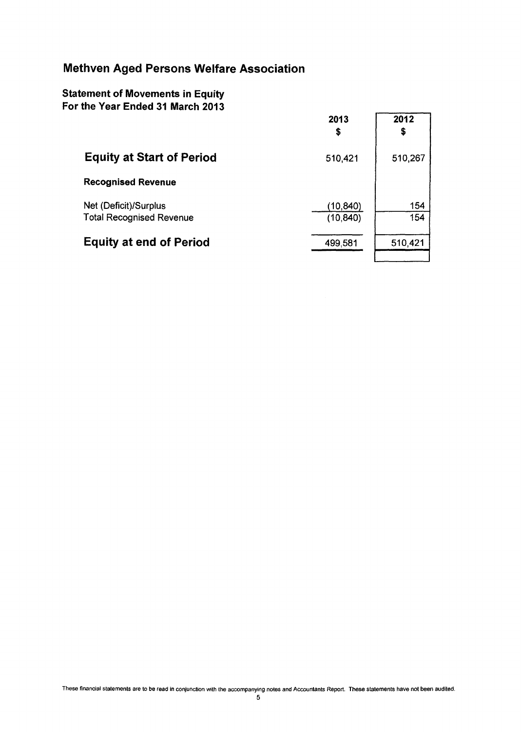# Methven Aged Persons Welfare Association

## Statement of Movements in Equity
## For the Year Ended 31 March 2013

| | 2013<br>$ | 2012<br>$ |
|---|---|---|
| **Equity at Start of Period** | 510,421 | 510,267 |
| **Recognised Revenue** | | |
| Net (Deficit)/Surplus | (10,840) | 154 |
| Total Recognised Revenue | (10,840) | 154 |
| **Equity at end of Period** | 499,581 | 510,421 |

These financial statements are to be read in conjunction with the accompanying notes and Accountants Report. These statements have not been audited.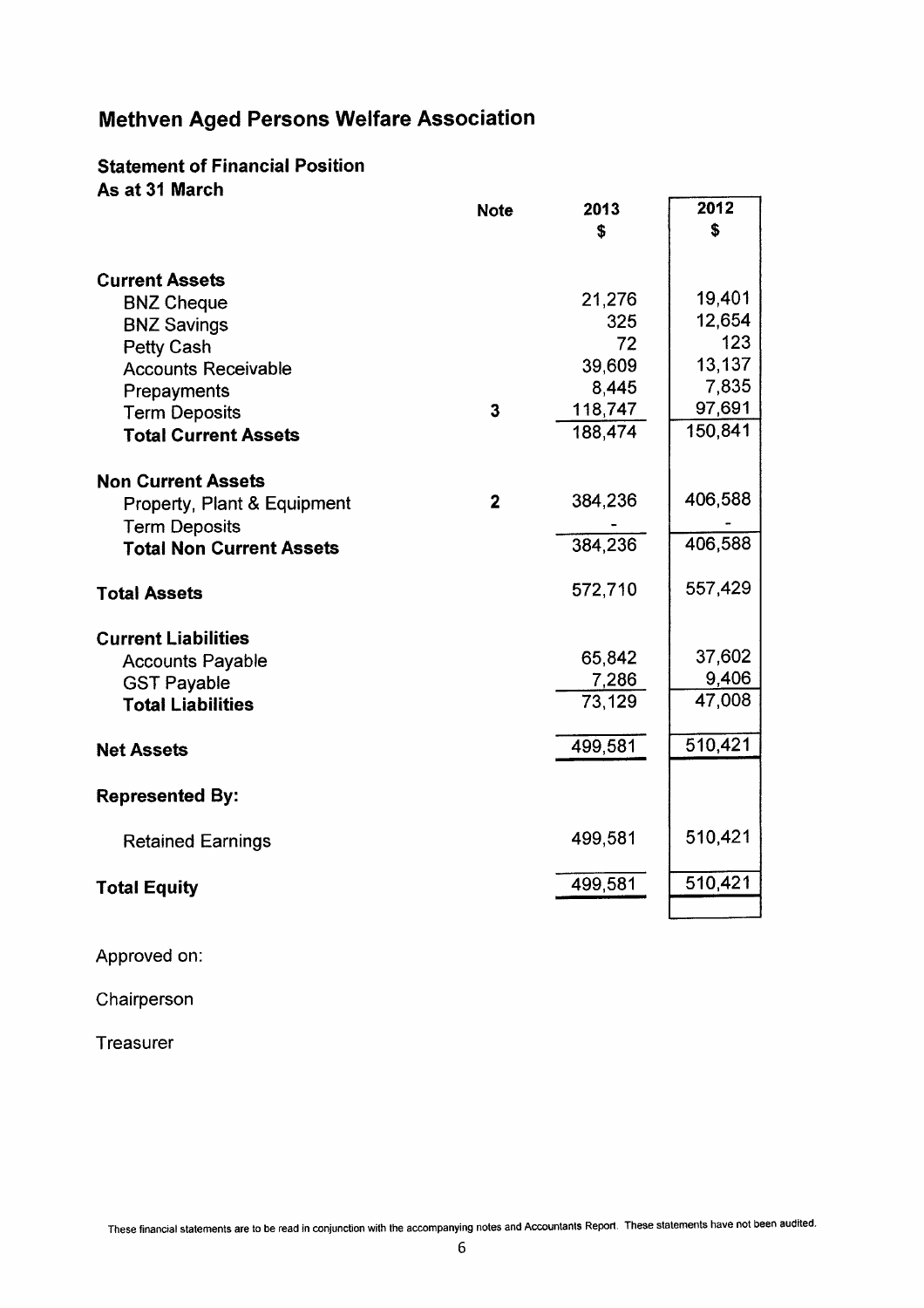# Methven Aged Persons Welfare Association

## Statement of Financial Position

**As at 31 March**

| | Note | 2013<br>$ | 2012<br>$ |
|---|---|---|---|
| **Current Assets** | | | |
| BNZ Cheque | | 21,276 | 19,401 |
| BNZ Savings | | 325 | 12,654 |
| Petty Cash | | 72 | 123 |
| Accounts Receivable | | 39,609 | 13,137 |
| Prepayments | | 8,445 | 7,835 |
| Term Deposits | 3 | 118,747 | 97,691 |
| **Total Current Assets** | | 188,474 | 150,841 |
| **Non Current Assets** | | | |
| Property, Plant & Equipment | 2 | 384,236 | 406,588 |
| Term Deposits | | - | - |
| **Total Non Current Assets** | | 384,236 | 406,588 |
| **Total Assets** | | 572,710 | 557,429 |
| **Current Liabilities** | | | |
| Accounts Payable | | 65,842 | 37,602 |
| GST Payable | | 7,286 | 9,406 |
| **Total Liabilities** | | 73,129 | 47,008 |
| **Net Assets** | | 499,581 | 510,421 |
| **Represented By:** | | | |
| Retained Earnings | | 499,581 | 510,421 |
| **Total Equity** | | 499,581 | 510,421 |

Approved on:

Chairperson

Treasurer

These financial statements are to be read in conjunction with the accompanying notes and Accountants Report. These statements have not been audited.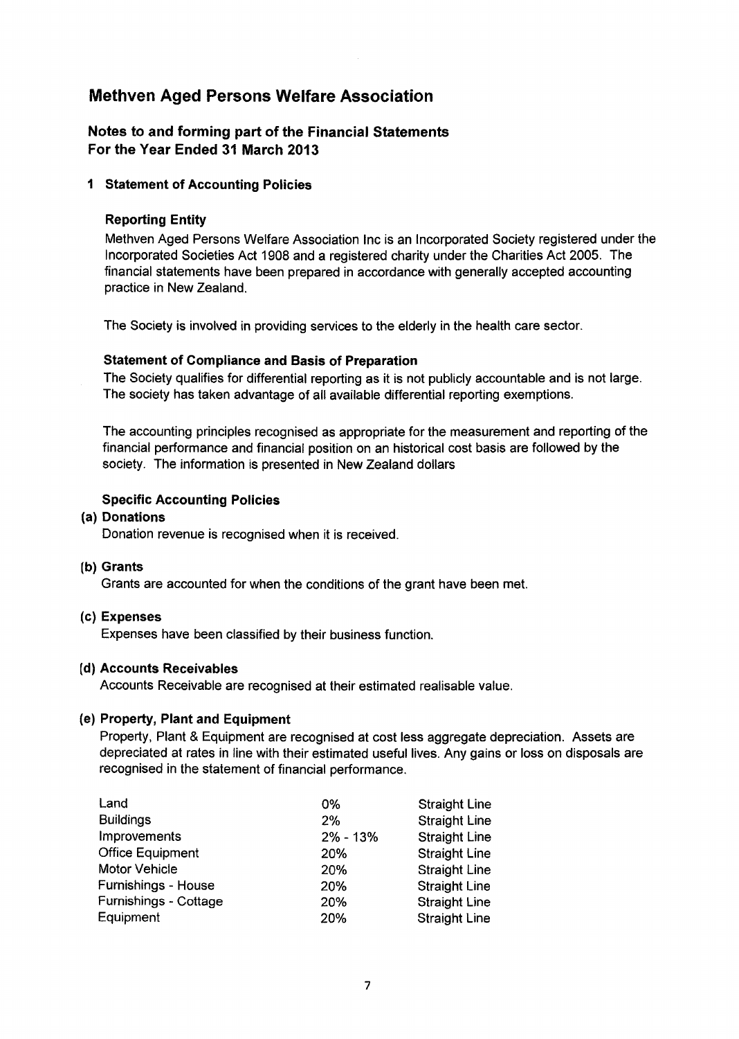# Methven Aged Persons Welfare Association

## Notes to and forming part of the Financial Statements
## For the Year Ended 31 March 2013

### 1 Statement of Accounting Policies

#### Reporting Entity

Methven Aged Persons Welfare Association Inc is an Incorporated Society registered under the Incorporated Societies Act 1908 and a registered charity under the Charities Act 2005. The financial statements have been prepared in accordance with generally accepted accounting practice in New Zealand.

The Society is involved in providing services to the elderly in the health care sector.

#### Statement of Compliance and Basis of Preparation

The Society qualifies for differential reporting as it is not publicly accountable and is not large. The society has taken advantage of all available differential reporting exemptions.

The accounting principles recognised as appropriate for the measurement and reporting of the financial performance and financial position on an historical cost basis are followed by the society. The information is presented in New Zealand dollars

#### Specific Accounting Policies

**(a) Donations**

Donation revenue is recognised when it is received.

**(b) Grants**

Grants are accounted for when the conditions of the grant have been met.

**(c) Expenses**

Expenses have been classified by their business function.

**(d) Accounts Receivables**

Accounts Receivable are recognised at their estimated realisable value.

**(e) Property, Plant and Equipment**

Property, Plant & Equipment are recognised at cost less aggregate depreciation. Assets are depreciated at rates in line with their estimated useful lives. Any gains or loss on disposals are recognised in the statement of financial performance.

| | | |
|---|---|---|
| Land | 0% | Straight Line |
| Buildings | 2% | Straight Line |
| Improvements | 2% - 13% | Straight Line |
| Office Equipment | 20% | Straight Line |
| Motor Vehicle | 20% | Straight Line |
| Furnishings - House | 20% | Straight Line |
| Furnishings - Cottage | 20% | Straight Line |
| Equipment | 20% | Straight Line |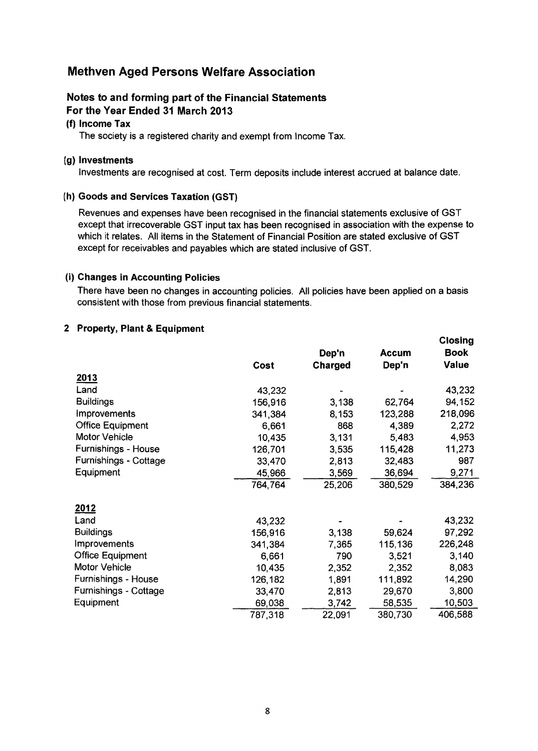# Methven Aged Persons Welfare Association

## Notes to and forming part of the Financial Statements
## For the Year Ended 31 March 2013

### (f) Income Tax

The society is a registered charity and exempt from Income Tax.

### (g) Investments

Investments are recognised at cost. Term deposits include interest accrued at balance date.

### (h) Goods and Services Taxation (GST)

Revenues and expenses have been recognised in the financial statements exclusive of GST except that irrecoverable GST input tax has been recognised in association with the expense to which it relates. All items in the Statement of Financial Position are stated exclusive of GST except for receivables and payables which are stated inclusive of GST.

### (i) Changes in Accounting Policies

There have been no changes in accounting policies. All policies have been applied on a basis consistent with those from previous financial statements.

## 2 Property, Plant & Equipment

| | Cost | Dep'n Charged | Accum Dep'n | Closing Book Value |
|---|---|---|---|---|
| **2013** | | | | |
| Land | 43,232 | - | - | 43,232 |
| Buildings | 156,916 | 3,138 | 62,764 | 94,152 |
| Improvements | 341,384 | 8,153 | 123,288 | 218,096 |
| Office Equipment | 6,661 | 868 | 4,389 | 2,272 |
| Motor Vehicle | 10,435 | 3,131 | 5,483 | 4,953 |
| Furnishings - House | 126,701 | 3,535 | 115,428 | 11,273 |
| Furnishings - Cottage | 33,470 | 2,813 | 32,483 | 987 |
| Equipment | 45,966 | 3,569 | 36,694 | 9,271 |
| | 764,764 | 25,206 | 380,529 | 384,236 |
| **2012** | | | | |
| Land | 43,232 | - | - | 43,232 |
| Buildings | 156,916 | 3,138 | 59,624 | 97,292 |
| Improvements | 341,384 | 7,365 | 115,136 | 226,248 |
| Office Equipment | 6,661 | 790 | 3,521 | 3,140 |
| Motor Vehicle | 10,435 | 2,352 | 2,352 | 8,083 |
| Furnishings - House | 126,182 | 1,891 | 111,892 | 14,290 |
| Furnishings - Cottage | 33,470 | 2,813 | 29,670 | 3,800 |
| Equipment | 69,038 | 3,742 | 58,535 | 10,503 |
| | 787,318 | 22,091 | 380,730 | 406,588 |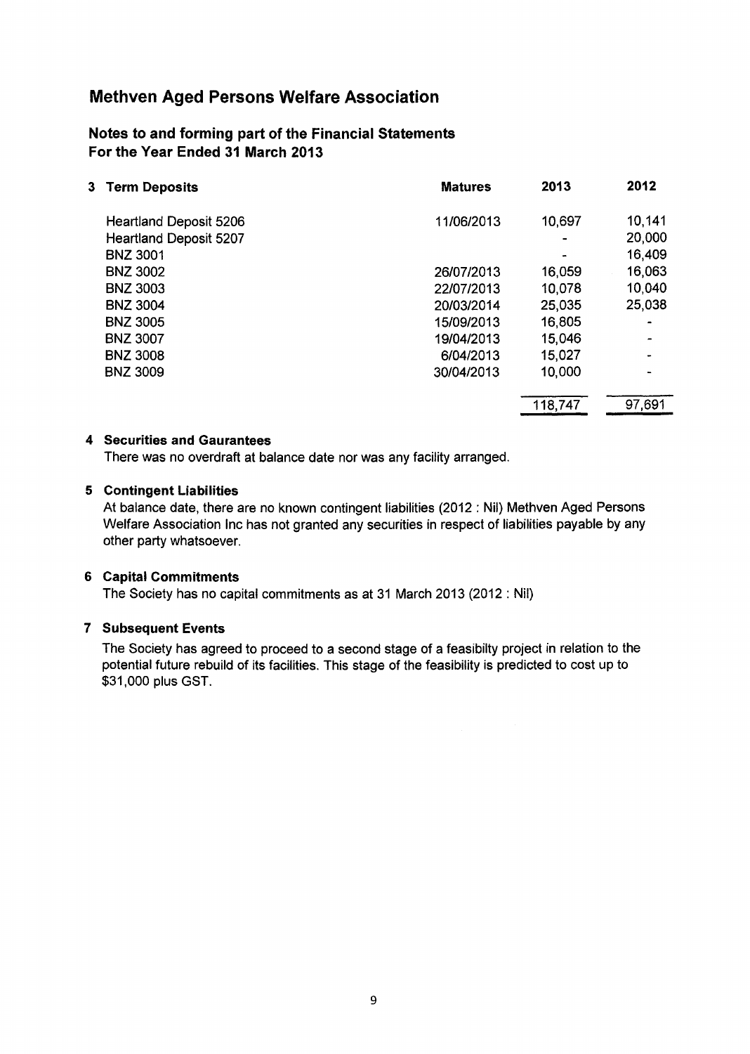# Methven Aged Persons Welfare Association

## Notes to and forming part of the Financial Statements
## For the Year Ended 31 March 2013

### 3 Term Deposits

| | Matures | 2013 | 2012 |
|---|---|---|---|
| Heartland Deposit 5206 | 11/06/2013 | 10,697 | 10,141 |
| Heartland Deposit 5207 | | - | 20,000 |
| BNZ 3001 | | - | 16,409 |
| BNZ 3002 | 26/07/2013 | 16,059 | 16,063 |
| BNZ 3003 | 22/07/2013 | 10,078 | 10,040 |
| BNZ 3004 | 20/03/2014 | 25,035 | 25,038 |
| BNZ 3005 | 15/09/2013 | 16,805 | - |
| BNZ 3007 | 19/04/2013 | 15,046 | - |
| BNZ 3008 | 6/04/2013 | 15,027 | - |
| BNZ 3009 | 30/04/2013 | 10,000 | - |
| | | 118,747 | 97,691 |

### 4 Securities and Gaurantees

There was no overdraft at balance date nor was any facility arranged.

### 5 Contingent Liabilities

At balance date, there are no known contingent liabilities (2012 : Nil) Methven Aged Persons Welfare Association Inc has not granted any securities in respect of liabilities payable by any other party whatsoever.

### 6 Capital Commitments

The Society has no capital commitments as at 31 March 2013 (2012 : Nil)

### 7 Subsequent Events

The Society has agreed to proceed to a second stage of a feasibilty project in relation to the potential future rebuild of its facilities. This stage of the feasibility is predicted to cost up to $31,000 plus GST.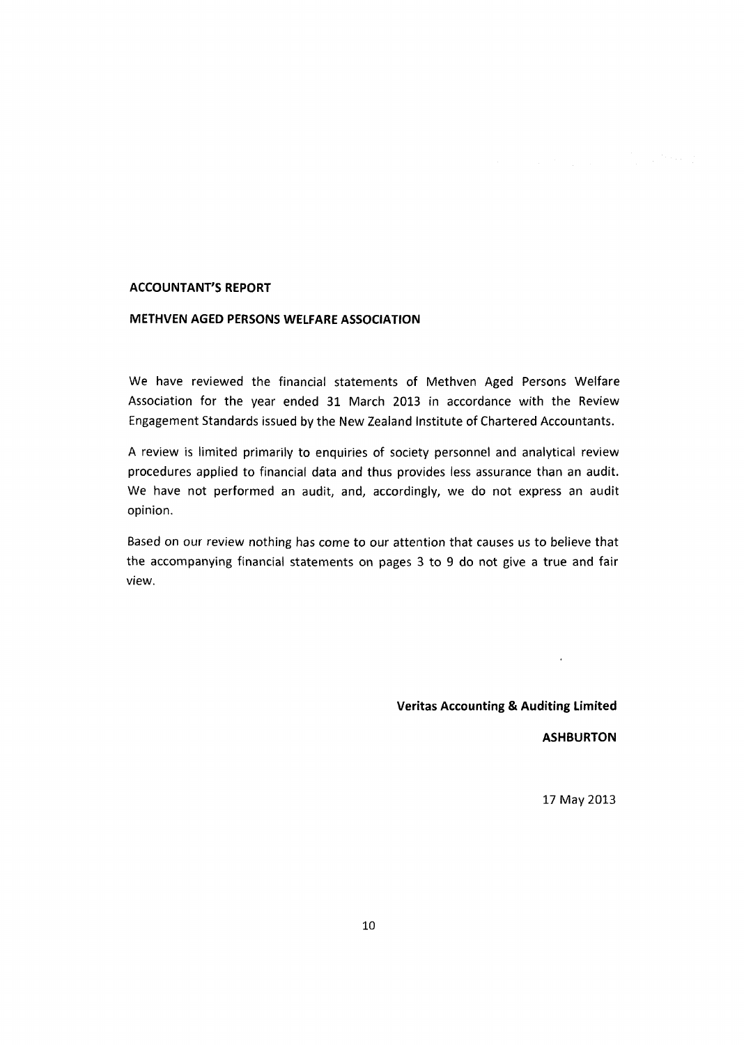**ACCOUNTANT'S REPORT**

**METHVEN AGED PERSONS WELFARE ASSOCIATION**

We have reviewed the financial statements of Methven Aged Persons Welfare Association for the year ended 31 March 2013 in accordance with the Review Engagement Standards issued by the New Zealand Institute of Chartered Accountants.

A review is limited primarily to enquiries of society personnel and analytical review procedures applied to financial data and thus provides less assurance than an audit. We have not performed an audit, and, accordingly, we do not express an audit opinion.

Based on our review nothing has come to our attention that causes us to believe that the accompanying financial statements on pages 3 to 9 do not give a true and fair view.

**Veritas Accounting & Auditing Limited**

**ASHBURTON**

17 May 2013